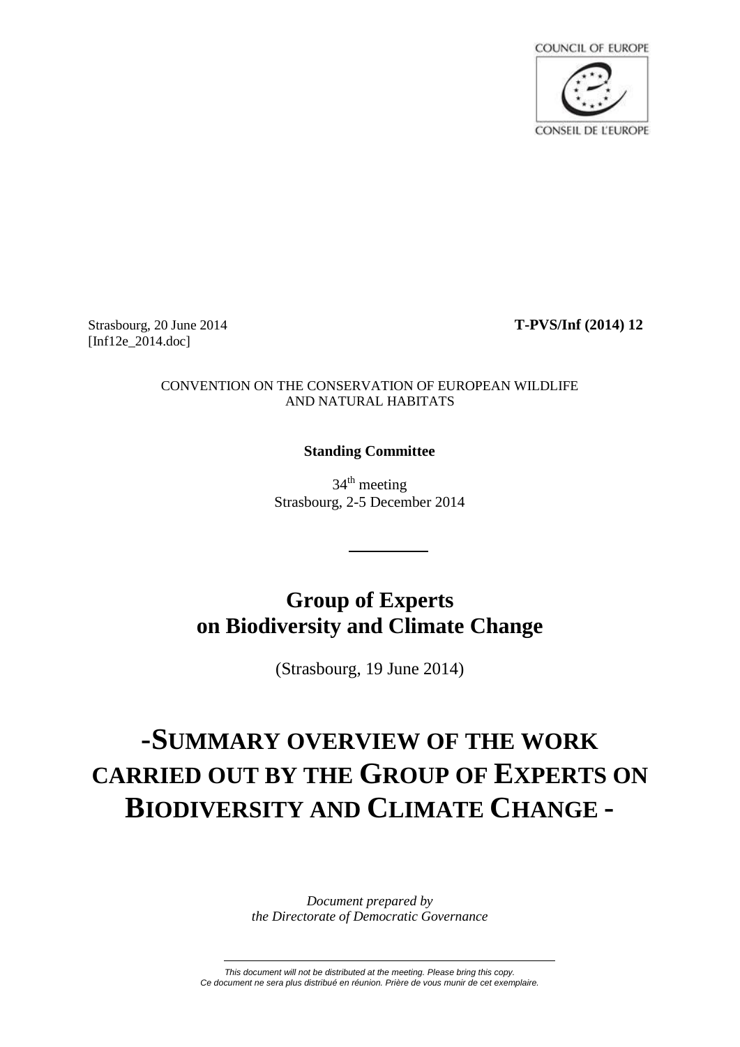COUNCIL OF EUROPE

CONSEIL DE L'EUROPE

Strasbourg, 20 June 2014
[Inf12e_2014.doc]

**T-PVS/Inf (2014) 12**

CONVENTION ON THE CONSERVATION OF EUROPEAN WILDLIFE AND NATURAL HABITATS

**Standing Committee**

34th meeting
Strasbourg, 2-5 December 2014

# Group of Experts on Biodiversity and Climate Change

(Strasbourg, 19 June 2014)

# -SUMMARY OVERVIEW OF THE WORK CARRIED OUT BY THE GROUP OF EXPERTS ON BIODIVERSITY AND CLIMATE CHANGE -

*Document prepared by the Directorate of Democratic Governance*

*This document will not be distributed at the meeting. Please bring this copy.*
*Ce document ne sera plus distribué en réunion. Prière de vous munir de cet exemplaire.*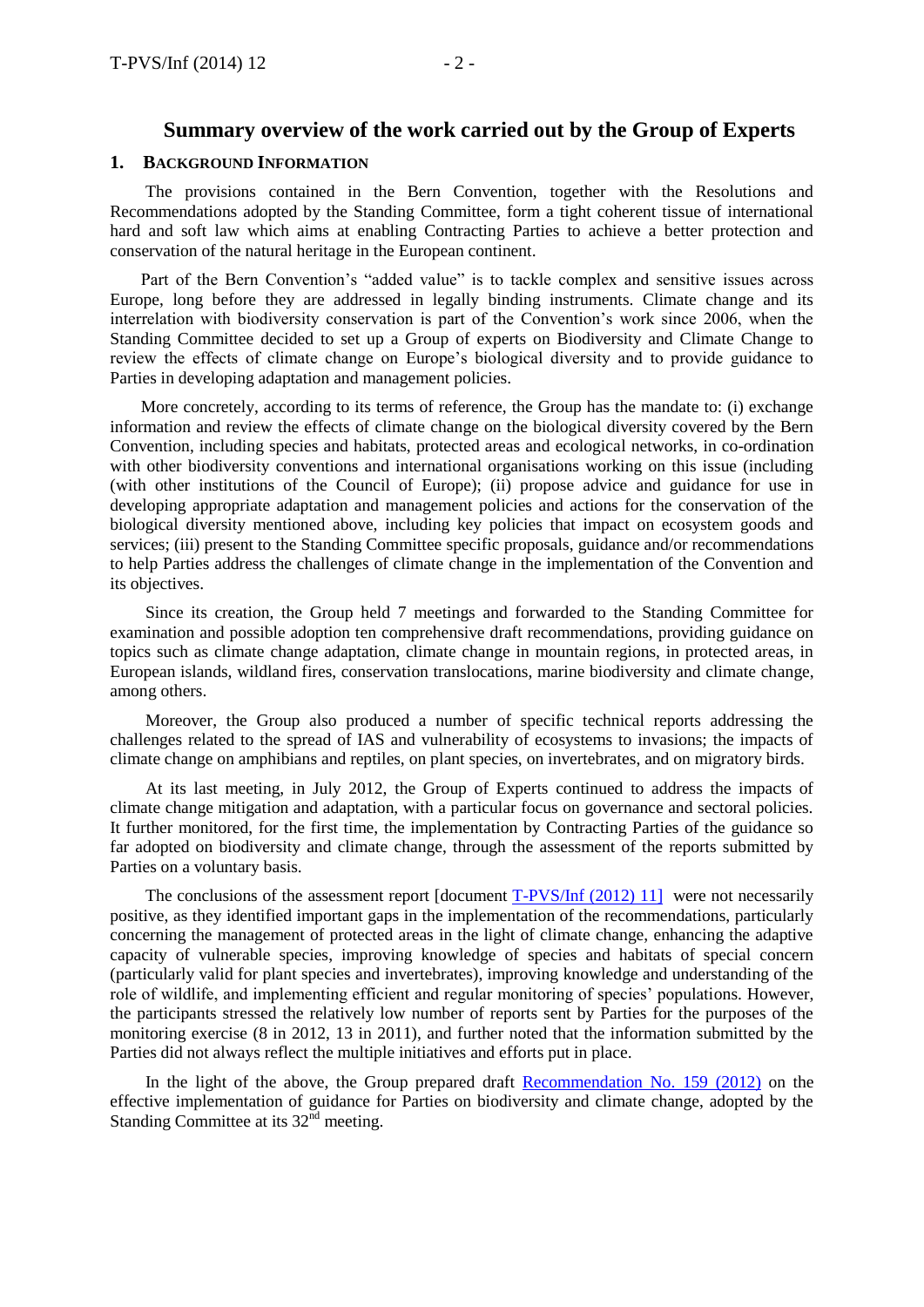# Summary overview of the work carried out by the Group of Experts

## 1. Background Information

The provisions contained in the Bern Convention, together with the Resolutions and Recommendations adopted by the Standing Committee, form a tight coherent tissue of international hard and soft law which aims at enabling Contracting Parties to achieve a better protection and conservation of the natural heritage in the European continent.

Part of the Bern Convention's "added value" is to tackle complex and sensitive issues across Europe, long before they are addressed in legally binding instruments. Climate change and its interrelation with biodiversity conservation is part of the Convention's work since 2006, when the Standing Committee decided to set up a Group of experts on Biodiversity and Climate Change to review the effects of climate change on Europe's biological diversity and to provide guidance to Parties in developing adaptation and management policies.

More concretely, according to its terms of reference, the Group has the mandate to: (i) exchange information and review the effects of climate change on the biological diversity covered by the Bern Convention, including species and habitats, protected areas and ecological networks, in co-ordination with other biodiversity conventions and international organisations working on this issue (including (with other institutions of the Council of Europe); (ii) propose advice and guidance for use in developing appropriate adaptation and management policies and actions for the conservation of the biological diversity mentioned above, including key policies that impact on ecosystem goods and services; (iii) present to the Standing Committee specific proposals, guidance and/or recommendations to help Parties address the challenges of climate change in the implementation of the Convention and its objectives.

Since its creation, the Group held 7 meetings and forwarded to the Standing Committee for examination and possible adoption ten comprehensive draft recommendations, providing guidance on topics such as climate change adaptation, climate change in mountain regions, in protected areas, in European islands, wildland fires, conservation translocations, marine biodiversity and climate change, among others.

Moreover, the Group also produced a number of specific technical reports addressing the challenges related to the spread of IAS and vulnerability of ecosystems to invasions; the impacts of climate change on amphibians and reptiles, on plant species, on invertebrates, and on migratory birds.

At its last meeting, in July 2012, the Group of Experts continued to address the impacts of climate change mitigation and adaptation, with a particular focus on governance and sectoral policies. It further monitored, for the first time, the implementation by Contracting Parties of the guidance so far adopted on biodiversity and climate change, through the assessment of the reports submitted by Parties on a voluntary basis.

The conclusions of the assessment report [document T-PVS/Inf (2012) 11] were not necessarily positive, as they identified important gaps in the implementation of the recommendations, particularly concerning the management of protected areas in the light of climate change, enhancing the adaptive capacity of vulnerable species, improving knowledge of species and habitats of special concern (particularly valid for plant species and invertebrates), improving knowledge and understanding of the role of wildlife, and implementing efficient and regular monitoring of species' populations. However, the participants stressed the relatively low number of reports sent by Parties for the purposes of the monitoring exercise (8 in 2012, 13 in 2011), and further noted that the information submitted by the Parties did not always reflect the multiple initiatives and efforts put in place.

In the light of the above, the Group prepared draft Recommendation No. 159 (2012) on the effective implementation of guidance for Parties on biodiversity and climate change, adopted by the Standing Committee at its 32nd meeting.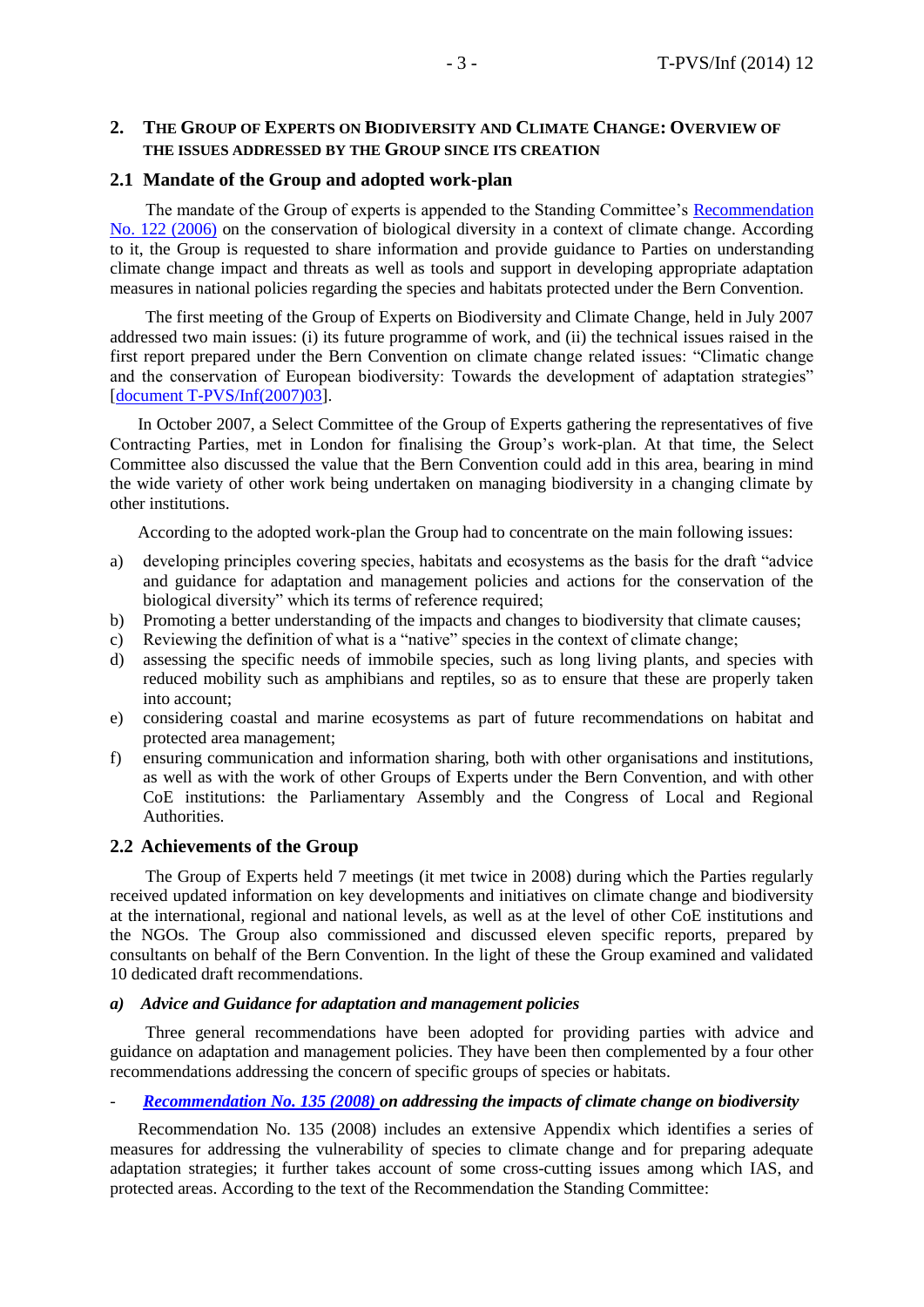## 2. THE GROUP OF EXPERTS ON BIODIVERSITY AND CLIMATE CHANGE: OVERVIEW OF THE ISSUES ADDRESSED BY THE GROUP SINCE ITS CREATION

### 2.1 Mandate of the Group and adopted work-plan

The mandate of the Group of experts is appended to the Standing Committee's Recommendation No. 122 (2006) on the conservation of biological diversity in a context of climate change. According to it, the Group is requested to share information and provide guidance to Parties on understanding climate change impact and threats as well as tools and support in developing appropriate adaptation measures in national policies regarding the species and habitats protected under the Bern Convention.

The first meeting of the Group of Experts on Biodiversity and Climate Change, held in July 2007 addressed two main issues: (i) its future programme of work, and (ii) the technical issues raised in the first report prepared under the Bern Convention on climate change related issues: "Climatic change and the conservation of European biodiversity: Towards the development of adaptation strategies" [document T-PVS/Inf(2007)03].

In October 2007, a Select Committee of the Group of Experts gathering the representatives of five Contracting Parties, met in London for finalising the Group's work-plan. At that time, the Select Committee also discussed the value that the Bern Convention could add in this area, bearing in mind the wide variety of other work being undertaken on managing biodiversity in a changing climate by other institutions.

According to the adopted work-plan the Group had to concentrate on the main following issues:

a) developing principles covering species, habitats and ecosystems as the basis for the draft "advice and guidance for adaptation and management policies and actions for the conservation of the biological diversity" which its terms of reference required;
b) Promoting a better understanding of the impacts and changes to biodiversity that climate causes;
c) Reviewing the definition of what is a "native" species in the context of climate change;
d) assessing the specific needs of immobile species, such as long living plants, and species with reduced mobility such as amphibians and reptiles, so as to ensure that these are properly taken into account;
e) considering coastal and marine ecosystems as part of future recommendations on habitat and protected area management;
f) ensuring communication and information sharing, both with other organisations and institutions, as well as with the work of other Groups of Experts under the Bern Convention, and with other CoE institutions: the Parliamentary Assembly and the Congress of Local and Regional Authorities.

### 2.2 Achievements of the Group

The Group of Experts held 7 meetings (it met twice in 2008) during which the Parties regularly received updated information on key developments and initiatives on climate change and biodiversity at the international, regional and national levels, as well as at the level of other CoE institutions and the NGOs. The Group also commissioned and discussed eleven specific reports, prepared by consultants on behalf of the Bern Convention. In the light of these the Group examined and validated 10 dedicated draft recommendations.

#### *a) Advice and Guidance for adaptation and management policies*

Three general recommendations have been adopted for providing parties with advice and guidance on adaptation and management policies. They have been then complemented by a four other recommendations addressing the concern of specific groups of species or habitats.

- ***Recommendation No. 135 (2008) on addressing the impacts of climate change on biodiversity***

Recommendation No. 135 (2008) includes an extensive Appendix which identifies a series of measures for addressing the vulnerability of species to climate change and for preparing adequate adaptation strategies; it further takes account of some cross-cutting issues among which IAS, and protected areas. According to the text of the Recommendation the Standing Committee: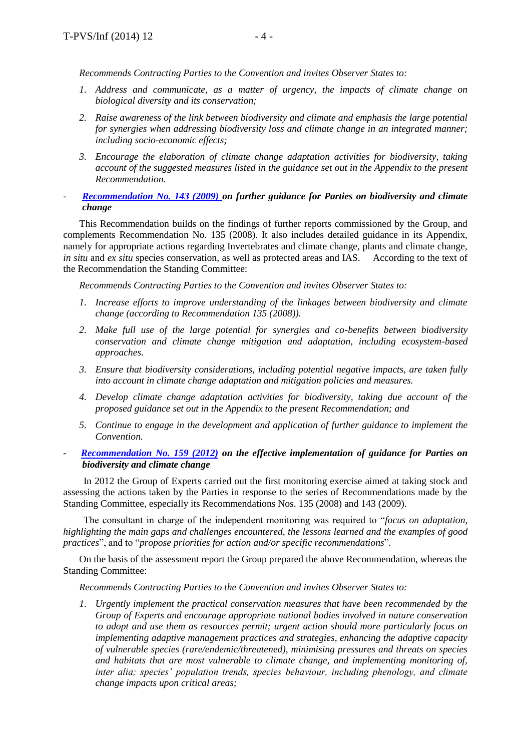*Recommends Contracting Parties to the Convention and invites Observer States to:*

1. *Address and communicate, as a matter of urgency, the impacts of climate change on biological diversity and its conservation;*
2. *Raise awareness of the link between biodiversity and climate and emphasis the large potential for synergies when addressing biodiversity loss and climate change in an integrated manner; including socio-economic effects;*
3. *Encourage the elaboration of climate change adaptation activities for biodiversity, taking account of the suggested measures listed in the guidance set out in the Appendix to the present Recommendation.*

- ***Recommendation No. 143 (2009) on further guidance for Parties on biodiversity and climate change***

This Recommendation builds on the findings of further reports commissioned by the Group, and complements Recommendation No. 135 (2008). It also includes detailed guidance in its Appendix, namely for appropriate actions regarding Invertebrates and climate change, plants and climate change, *in situ* and *ex situ* species conservation, as well as protected areas and IAS. According to the text of the Recommendation the Standing Committee:

*Recommends Contracting Parties to the Convention and invites Observer States to:*

1. *Increase efforts to improve understanding of the linkages between biodiversity and climate change (according to Recommendation 135 (2008)).*
2. *Make full use of the large potential for synergies and co-benefits between biodiversity conservation and climate change mitigation and adaptation, including ecosystem-based approaches.*
3. *Ensure that biodiversity considerations, including potential negative impacts, are taken fully into account in climate change adaptation and mitigation policies and measures.*
4. *Develop climate change adaptation activities for biodiversity, taking due account of the proposed guidance set out in the Appendix to the present Recommendation; and*
5. *Continue to engage in the development and application of further guidance to implement the Convention.*

- ***Recommendation No. 159 (2012) on the effective implementation of guidance for Parties on biodiversity and climate change***

In 2012 the Group of Experts carried out the first monitoring exercise aimed at taking stock and assessing the actions taken by the Parties in response to the series of Recommendations made by the Standing Committee, especially its Recommendations Nos. 135 (2008) and 143 (2009).

The consultant in charge of the independent monitoring was required to "*focus on adaptation, highlighting the main gaps and challenges encountered, the lessons learned and the examples of good practices*", and to "*propose priorities for action and/or specific recommendations*".

On the basis of the assessment report the Group prepared the above Recommendation, whereas the Standing Committee:

*Recommends Contracting Parties to the Convention and invites Observer States to:*

1. *Urgently implement the practical conservation measures that have been recommended by the Group of Experts and encourage appropriate national bodies involved in nature conservation to adopt and use them as resources permit; urgent action should more particularly focus on implementing adaptive management practices and strategies, enhancing the adaptive capacity of vulnerable species (rare/endemic/threatened), minimising pressures and threats on species and habitats that are most vulnerable to climate change, and implementing monitoring of, inter alia; species' population trends, species behaviour, including phenology, and climate change impacts upon critical areas;*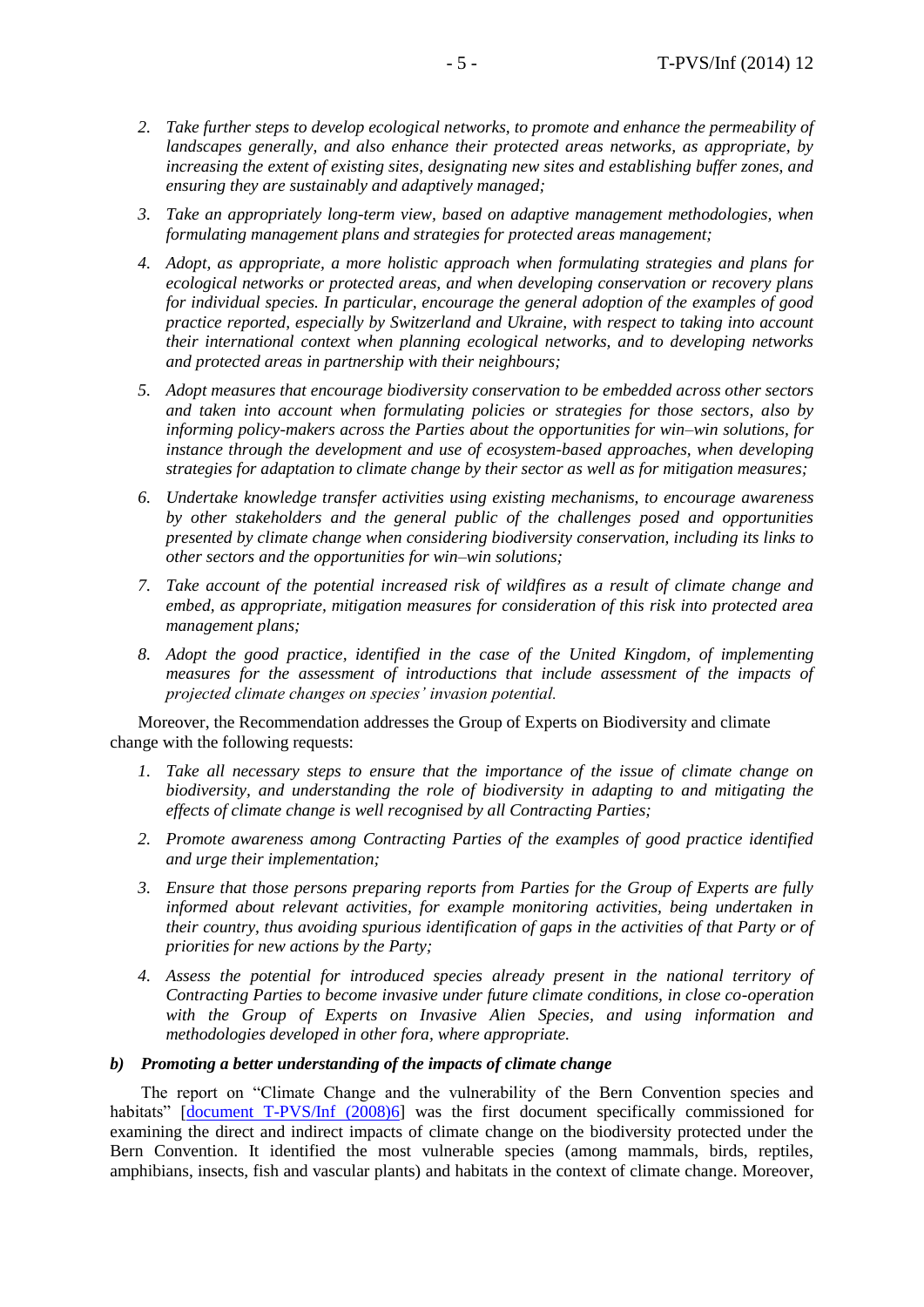2. *Take further steps to develop ecological networks, to promote and enhance the permeability of landscapes generally, and also enhance their protected areas networks, as appropriate, by increasing the extent of existing sites, designating new sites and establishing buffer zones, and ensuring they are sustainably and adaptively managed;*

3. *Take an appropriately long-term view, based on adaptive management methodologies, when formulating management plans and strategies for protected areas management;*

4. *Adopt, as appropriate, a more holistic approach when formulating strategies and plans for ecological networks or protected areas, and when developing conservation or recovery plans for individual species. In particular, encourage the general adoption of the examples of good practice reported, especially by Switzerland and Ukraine, with respect to taking into account their international context when planning ecological networks, and to developing networks and protected areas in partnership with their neighbours;*

5. *Adopt measures that encourage biodiversity conservation to be embedded across other sectors and taken into account when formulating policies or strategies for those sectors, also by informing policy-makers across the Parties about the opportunities for win–win solutions, for instance through the development and use of ecosystem-based approaches, when developing strategies for adaptation to climate change by their sector as well as for mitigation measures;*

6. *Undertake knowledge transfer activities using existing mechanisms, to encourage awareness by other stakeholders and the general public of the challenges posed and opportunities presented by climate change when considering biodiversity conservation, including its links to other sectors and the opportunities for win–win solutions;*

7. *Take account of the potential increased risk of wildfires as a result of climate change and embed, as appropriate, mitigation measures for consideration of this risk into protected area management plans;*

8. *Adopt the good practice, identified in the case of the United Kingdom, of implementing measures for the assessment of introductions that include assessment of the impacts of projected climate changes on species' invasion potential.*

Moreover, the Recommendation addresses the Group of Experts on Biodiversity and climate change with the following requests:

1. *Take all necessary steps to ensure that the importance of the issue of climate change on biodiversity, and understanding the role of biodiversity in adapting to and mitigating the effects of climate change is well recognised by all Contracting Parties;*

2. *Promote awareness among Contracting Parties of the examples of good practice identified and urge their implementation;*

3. *Ensure that those persons preparing reports from Parties for the Group of Experts are fully informed about relevant activities, for example monitoring activities, being undertaken in their country, thus avoiding spurious identification of gaps in the activities of that Party or of priorities for new actions by the Party;*

4. *Assess the potential for introduced species already present in the national territory of Contracting Parties to become invasive under future climate conditions, in close co-operation with the Group of Experts on Invasive Alien Species, and using information and methodologies developed in other fora, where appropriate.*

***b) Promoting a better understanding of the impacts of climate change***

The report on "Climate Change and the vulnerability of the Bern Convention species and habitats" [document T-PVS/Inf (2008)6] was the first document specifically commissioned for examining the direct and indirect impacts of climate change on the biodiversity protected under the Bern Convention. It identified the most vulnerable species (among mammals, birds, reptiles, amphibians, insects, fish and vascular plants) and habitats in the context of climate change. Moreover,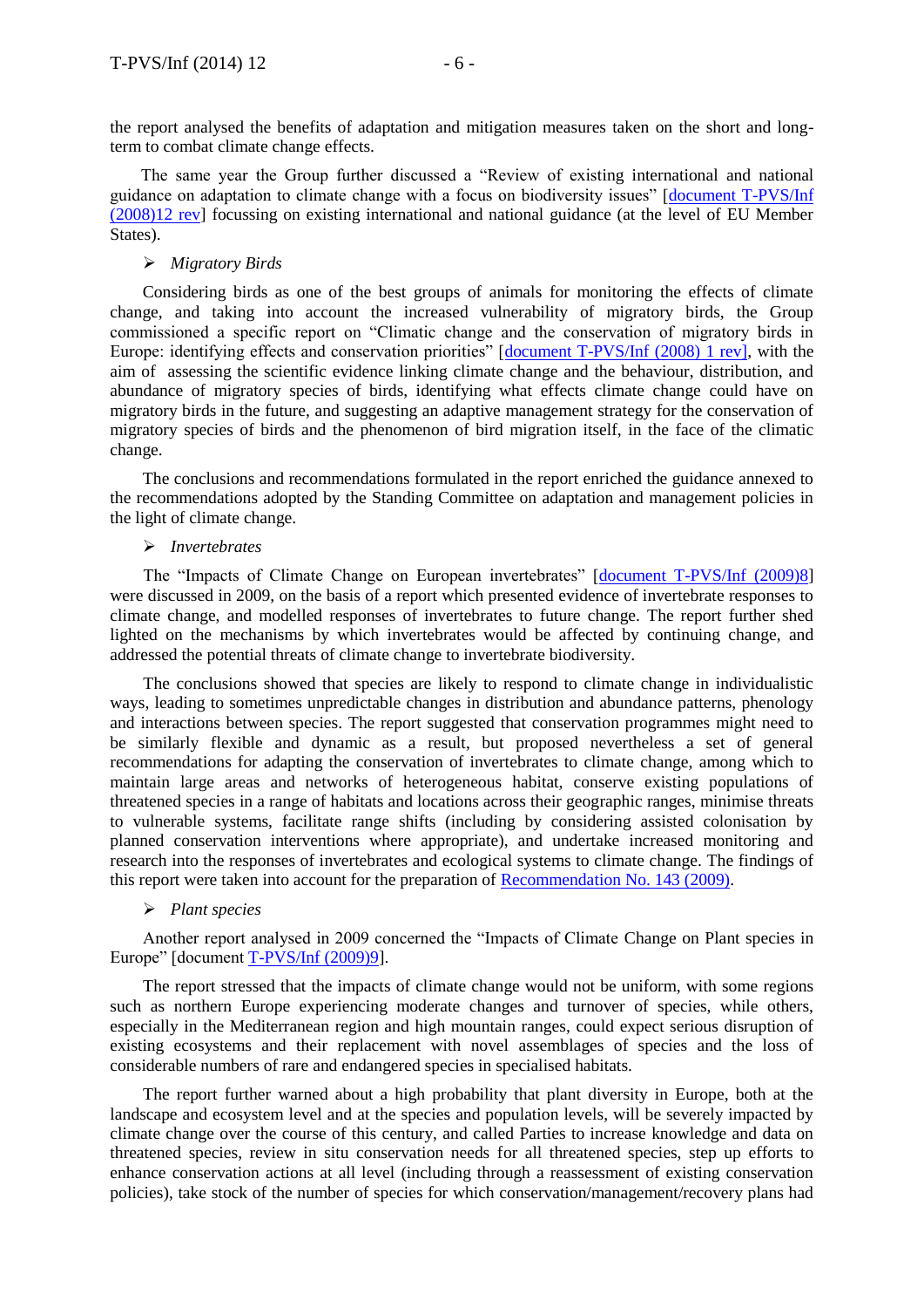the report analysed the benefits of adaptation and mitigation measures taken on the short and long-term to combat climate change effects.

The same year the Group further discussed a "Review of existing international and national guidance on adaptation to climate change with a focus on biodiversity issues" [document T-PVS/Inf (2008)12 rev] focussing on existing international and national guidance (at the level of EU Member States).

- *Migratory Birds*

Considering birds as one of the best groups of animals for monitoring the effects of climate change, and taking into account the increased vulnerability of migratory birds, the Group commissioned a specific report on "Climatic change and the conservation of migratory birds in Europe: identifying effects and conservation priorities" [document T-PVS/Inf (2008) 1 rev], with the aim of assessing the scientific evidence linking climate change and the behaviour, distribution, and abundance of migratory species of birds, identifying what effects climate change could have on migratory birds in the future, and suggesting an adaptive management strategy for the conservation of migratory species of birds and the phenomenon of bird migration itself, in the face of the climatic change.

The conclusions and recommendations formulated in the report enriched the guidance annexed to the recommendations adopted by the Standing Committee on adaptation and management policies in the light of climate change.

- *Invertebrates*

The "Impacts of Climate Change on European invertebrates" [document T-PVS/Inf (2009)8] were discussed in 2009, on the basis of a report which presented evidence of invertebrate responses to climate change, and modelled responses of invertebrates to future change. The report further shed lighted on the mechanisms by which invertebrates would be affected by continuing change, and addressed the potential threats of climate change to invertebrate biodiversity.

The conclusions showed that species are likely to respond to climate change in individualistic ways, leading to sometimes unpredictable changes in distribution and abundance patterns, phenology and interactions between species. The report suggested that conservation programmes might need to be similarly flexible and dynamic as a result, but proposed nevertheless a set of general recommendations for adapting the conservation of invertebrates to climate change, among which to maintain large areas and networks of heterogeneous habitat, conserve existing populations of threatened species in a range of habitats and locations across their geographic ranges, minimise threats to vulnerable systems, facilitate range shifts (including by considering assisted colonisation by planned conservation interventions where appropriate), and undertake increased monitoring and research into the responses of invertebrates and ecological systems to climate change. The findings of this report were taken into account for the preparation of Recommendation No. 143 (2009).

- *Plant species*

Another report analysed in 2009 concerned the "Impacts of Climate Change on Plant species in Europe" [document T-PVS/Inf (2009)9].

The report stressed that the impacts of climate change would not be uniform, with some regions such as northern Europe experiencing moderate changes and turnover of species, while others, especially in the Mediterranean region and high mountain ranges, could expect serious disruption of existing ecosystems and their replacement with novel assemblages of species and the loss of considerable numbers of rare and endangered species in specialised habitats.

The report further warned about a high probability that plant diversity in Europe, both at the landscape and ecosystem level and at the species and population levels, will be severely impacted by climate change over the course of this century, and called Parties to increase knowledge and data on threatened species, review in situ conservation needs for all threatened species, step up efforts to enhance conservation actions at all level (including through a reassessment of existing conservation policies), take stock of the number of species for which conservation/management/recovery plans had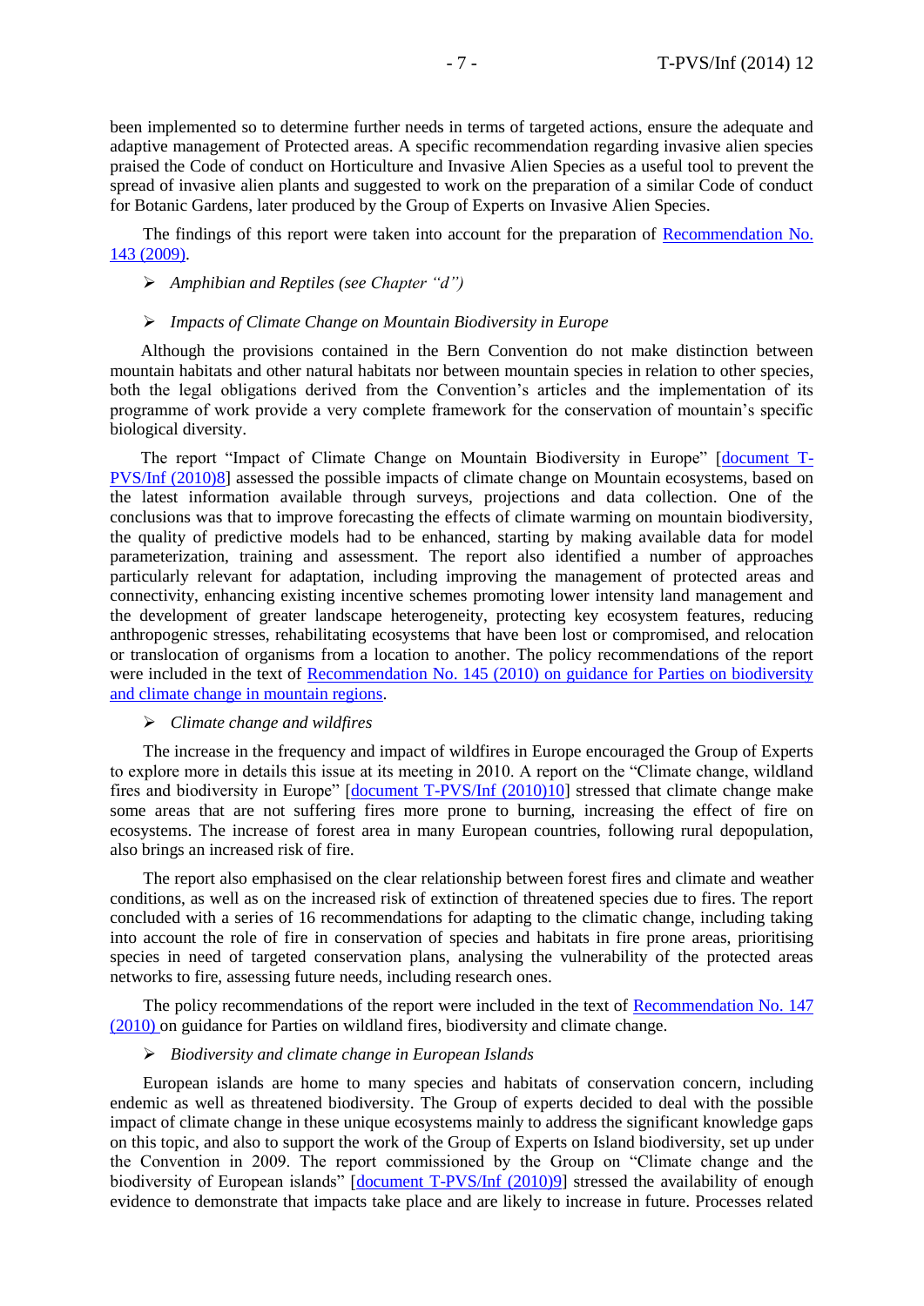been implemented so to determine further needs in terms of targeted actions, ensure the adequate and adaptive management of Protected areas. A specific recommendation regarding invasive alien species praised the Code of conduct on Horticulture and Invasive Alien Species as a useful tool to prevent the spread of invasive alien plants and suggested to work on the preparation of a similar Code of conduct for Botanic Gardens, later produced by the Group of Experts on Invasive Alien Species.

The findings of this report were taken into account for the preparation of Recommendation No. 143 (2009).

- *Amphibian and Reptiles (see Chapter "d")*

- *Impacts of Climate Change on Mountain Biodiversity in Europe*

Although the provisions contained in the Bern Convention do not make distinction between mountain habitats and other natural habitats nor between mountain species in relation to other species, both the legal obligations derived from the Convention's articles and the implementation of its programme of work provide a very complete framework for the conservation of mountain's specific biological diversity.

The report "Impact of Climate Change on Mountain Biodiversity in Europe" [document T-PVS/Inf (2010)8] assessed the possible impacts of climate change on Mountain ecosystems, based on the latest information available through surveys, projections and data collection. One of the conclusions was that to improve forecasting the effects of climate warming on mountain biodiversity, the quality of predictive models had to be enhanced, starting by making available data for model parameterization, training and assessment. The report also identified a number of approaches particularly relevant for adaptation, including improving the management of protected areas and connectivity, enhancing existing incentive schemes promoting lower intensity land management and the development of greater landscape heterogeneity, protecting key ecosystem features, reducing anthropogenic stresses, rehabilitating ecosystems that have been lost or compromised, and relocation or translocation of organisms from a location to another. The policy recommendations of the report were included in the text of Recommendation No. 145 (2010) on guidance for Parties on biodiversity and climate change in mountain regions.

- *Climate change and wildfires*

The increase in the frequency and impact of wildfires in Europe encouraged the Group of Experts to explore more in details this issue at its meeting in 2010. A report on the "Climate change, wildland fires and biodiversity in Europe" [document T-PVS/Inf (2010)10] stressed that climate change make some areas that are not suffering fires more prone to burning, increasing the effect of fire on ecosystems. The increase of forest area in many European countries, following rural depopulation, also brings an increased risk of fire.

The report also emphasised on the clear relationship between forest fires and climate and weather conditions, as well as on the increased risk of extinction of threatened species due to fires. The report concluded with a series of 16 recommendations for adapting to the climatic change, including taking into account the role of fire in conservation of species and habitats in fire prone areas, prioritising species in need of targeted conservation plans, analysing the vulnerability of the protected areas networks to fire, assessing future needs, including research ones.

The policy recommendations of the report were included in the text of Recommendation No. 147 (2010) on guidance for Parties on wildland fires, biodiversity and climate change.

- *Biodiversity and climate change in European Islands*

European islands are home to many species and habitats of conservation concern, including endemic as well as threatened biodiversity. The Group of experts decided to deal with the possible impact of climate change in these unique ecosystems mainly to address the significant knowledge gaps on this topic, and also to support the work of the Group of Experts on Island biodiversity, set up under the Convention in 2009. The report commissioned by the Group on "Climate change and the biodiversity of European islands" [document T-PVS/Inf (2010)9] stressed the availability of enough evidence to demonstrate that impacts take place and are likely to increase in future. Processes related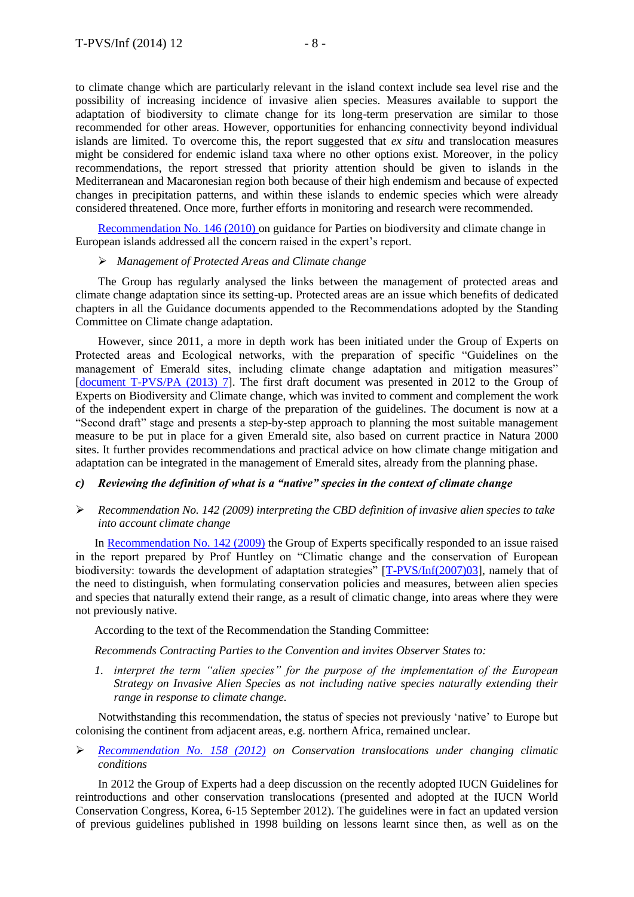to climate change which are particularly relevant in the island context include sea level rise and the possibility of increasing incidence of invasive alien species. Measures available to support the adaptation of biodiversity to climate change for its long-term preservation are similar to those recommended for other areas. However, opportunities for enhancing connectivity beyond individual islands are limited. To overcome this, the report suggested that *ex situ* and translocation measures might be considered for endemic island taxa where no other options exist. Moreover, in the policy recommendations, the report stressed that priority attention should be given to islands in the Mediterranean and Macaronesian region both because of their high endemism and because of expected changes in precipitation patterns, and within these islands to endemic species which were already considered threatened. Once more, further efforts in monitoring and research were recommended.

Recommendation No. 146 (2010) on guidance for Parties on biodiversity and climate change in European islands addressed all the concern raised in the expert's report.

- *Management of Protected Areas and Climate change*

The Group has regularly analysed the links between the management of protected areas and climate change adaptation since its setting-up. Protected areas are an issue which benefits of dedicated chapters in all the Guidance documents appended to the Recommendations adopted by the Standing Committee on Climate change adaptation.

However, since 2011, a more in depth work has been initiated under the Group of Experts on Protected areas and Ecological networks, with the preparation of specific "Guidelines on the management of Emerald sites, including climate change adaptation and mitigation measures" [document T-PVS/PA (2013) 7]. The first draft document was presented in 2012 to the Group of Experts on Biodiversity and Climate change, which was invited to comment and complement the work of the independent expert in charge of the preparation of the guidelines. The document is now at a "Second draft" stage and presents a step-by-step approach to planning the most suitable management measure to be put in place for a given Emerald site, also based on current practice in Natura 2000 sites. It further provides recommendations and practical advice on how climate change mitigation and adaptation can be integrated in the management of Emerald sites, already from the planning phase.

### c) *Reviewing the definition of what is a "native" species in the context of climate change*

- *Recommendation No. 142 (2009) interpreting the CBD definition of invasive alien species to take into account climate change*

In Recommendation No. 142 (2009) the Group of Experts specifically responded to an issue raised in the report prepared by Prof Huntley on "Climatic change and the conservation of European biodiversity: towards the development of adaptation strategies" [T-PVS/Inf(2007)03], namely that of the need to distinguish, when formulating conservation policies and measures, between alien species and species that naturally extend their range, as a result of climatic change, into areas where they were not previously native.

According to the text of the Recommendation the Standing Committee:

*Recommends Contracting Parties to the Convention and invites Observer States to:*

1. *interpret the term "alien species" for the purpose of the implementation of the European Strategy on Invasive Alien Species as not including native species naturally extending their range in response to climate change.*

Notwithstanding this recommendation, the status of species not previously 'native' to Europe but colonising the continent from adjacent areas, e.g. northern Africa, remained unclear.

- *Recommendation No. 158 (2012) on Conservation translocations under changing climatic conditions*

In 2012 the Group of Experts had a deep discussion on the recently adopted IUCN Guidelines for reintroductions and other conservation translocations (presented and adopted at the IUCN World Conservation Congress, Korea, 6-15 September 2012). The guidelines were in fact an updated version of previous guidelines published in 1998 building on lessons learnt since then, as well as on the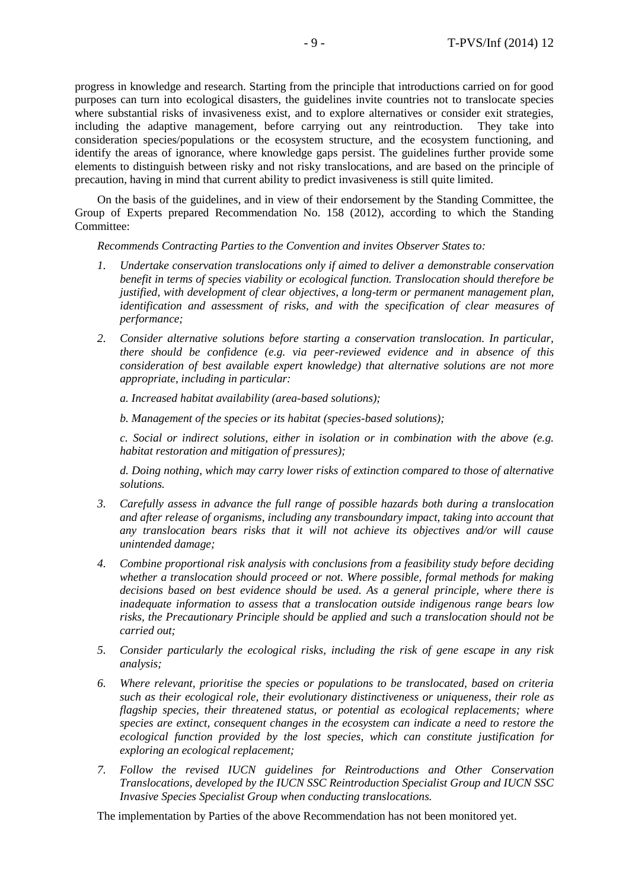progress in knowledge and research. Starting from the principle that introductions carried on for good purposes can turn into ecological disasters, the guidelines invite countries not to translocate species where substantial risks of invasiveness exist, and to explore alternatives or consider exit strategies, including the adaptive management, before carrying out any reintroduction. They take into consideration species/populations or the ecosystem structure, and the ecosystem functioning, and identify the areas of ignorance, where knowledge gaps persist. The guidelines further provide some elements to distinguish between risky and not risky translocations, and are based on the principle of precaution, having in mind that current ability to predict invasiveness is still quite limited.

On the basis of the guidelines, and in view of their endorsement by the Standing Committee, the Group of Experts prepared Recommendation No. 158 (2012), according to which the Standing Committee:

*Recommends Contracting Parties to the Convention and invites Observer States to:*

1. *Undertake conservation translocations only if aimed to deliver a demonstrable conservation benefit in terms of species viability or ecological function. Translocation should therefore be justified, with development of clear objectives, a long-term or permanent management plan, identification and assessment of risks, and with the specification of clear measures of performance;*
2. *Consider alternative solutions before starting a conservation translocation. In particular, there should be confidence (e.g. via peer-reviewed evidence and in absence of this consideration of best available expert knowledge) that alternative solutions are not more appropriate, including in particular:*

   *a. Increased habitat availability (area-based solutions);*

   *b. Management of the species or its habitat (species-based solutions);*

   *c. Social or indirect solutions, either in isolation or in combination with the above (e.g. habitat restoration and mitigation of pressures);*

   *d. Doing nothing, which may carry lower risks of extinction compared to those of alternative solutions.*
3. *Carefully assess in advance the full range of possible hazards both during a translocation and after release of organisms, including any transboundary impact, taking into account that any translocation bears risks that it will not achieve its objectives and/or will cause unintended damage;*
4. *Combine proportional risk analysis with conclusions from a feasibility study before deciding whether a translocation should proceed or not. Where possible, formal methods for making decisions based on best evidence should be used. As a general principle, where there is inadequate information to assess that a translocation outside indigenous range bears low risks, the Precautionary Principle should be applied and such a translocation should not be carried out;*
5. *Consider particularly the ecological risks, including the risk of gene escape in any risk analysis;*
6. *Where relevant, prioritise the species or populations to be translocated, based on criteria such as their ecological role, their evolutionary distinctiveness or uniqueness, their role as flagship species, their threatened status, or potential as ecological replacements; where species are extinct, consequent changes in the ecosystem can indicate a need to restore the ecological function provided by the lost species, which can constitute justification for exploring an ecological replacement;*
7. *Follow the revised IUCN guidelines for Reintroductions and Other Conservation Translocations, developed by the IUCN SSC Reintroduction Specialist Group and IUCN SSC Invasive Species Specialist Group when conducting translocations.*

The implementation by Parties of the above Recommendation has not been monitored yet.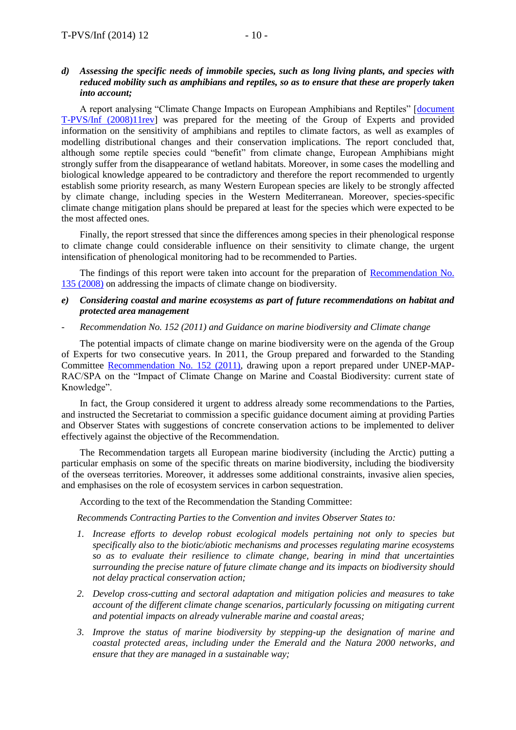***d) Assessing the specific needs of immobile species, such as long living plants, and species with reduced mobility such as amphibians and reptiles, so as to ensure that these are properly taken into account;***

A report analysing "Climate Change Impacts on European Amphibians and Reptiles" [document T-PVS/Inf (2008)11rev] was prepared for the meeting of the Group of Experts and provided information on the sensitivity of amphibians and reptiles to climate factors, as well as examples of modelling distributional changes and their conservation implications. The report concluded that, although some reptile species could "benefit" from climate change, European Amphibians might strongly suffer from the disappearance of wetland habitats. Moreover, in some cases the modelling and biological knowledge appeared to be contradictory and therefore the report recommended to urgently establish some priority research, as many Western European species are likely to be strongly affected by climate change, including species in the Western Mediterranean. Moreover, species-specific climate change mitigation plans should be prepared at least for the species which were expected to be the most affected ones.

Finally, the report stressed that since the differences among species in their phenological response to climate change could considerable influence on their sensitivity to climate change, the urgent intensification of phenological monitoring had to be recommended to Parties.

The findings of this report were taken into account for the preparation of Recommendation No. 135 (2008) on addressing the impacts of climate change on biodiversity.

***e) Considering coastal and marine ecosystems as part of future recommendations on habitat and protected area management***

- *Recommendation No. 152 (2011) and Guidance on marine biodiversity and Climate change*

The potential impacts of climate change on marine biodiversity were on the agenda of the Group of Experts for two consecutive years. In 2011, the Group prepared and forwarded to the Standing Committee Recommendation No. 152 (2011), drawing upon a report prepared under UNEP-MAP-RAC/SPA on the "Impact of Climate Change on Marine and Coastal Biodiversity: current state of Knowledge".

In fact, the Group considered it urgent to address already some recommendations to the Parties, and instructed the Secretariat to commission a specific guidance document aiming at providing Parties and Observer States with suggestions of concrete conservation actions to be implemented to deliver effectively against the objective of the Recommendation.

The Recommendation targets all European marine biodiversity (including the Arctic) putting a particular emphasis on some of the specific threats on marine biodiversity, including the biodiversity of the overseas territories. Moreover, it addresses some additional constraints, invasive alien species, and emphasises on the role of ecosystem services in carbon sequestration.

According to the text of the Recommendation the Standing Committee:

*Recommends Contracting Parties to the Convention and invites Observer States to:*

1. *Increase efforts to develop robust ecological models pertaining not only to species but specifically also to the biotic/abiotic mechanisms and processes regulating marine ecosystems so as to evaluate their resilience to climate change, bearing in mind that uncertainties surrounding the precise nature of future climate change and its impacts on biodiversity should not delay practical conservation action;*
2. *Develop cross-cutting and sectoral adaptation and mitigation policies and measures to take account of the different climate change scenarios, particularly focussing on mitigating current and potential impacts on already vulnerable marine and coastal areas;*
3. *Improve the status of marine biodiversity by stepping-up the designation of marine and coastal protected areas, including under the Emerald and the Natura 2000 networks, and ensure that they are managed in a sustainable way;*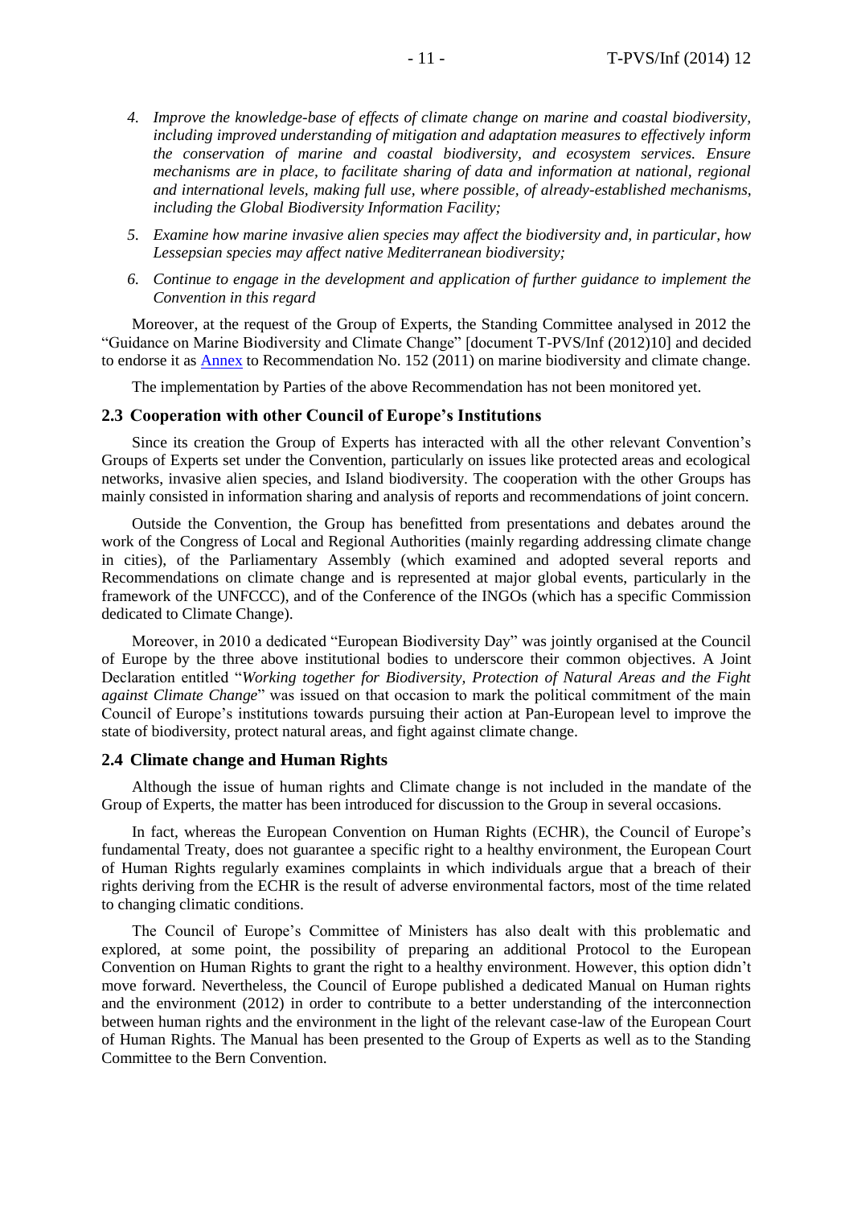4. *Improve the knowledge-base of effects of climate change on marine and coastal biodiversity, including improved understanding of mitigation and adaptation measures to effectively inform the conservation of marine and coastal biodiversity, and ecosystem services. Ensure mechanisms are in place, to facilitate sharing of data and information at national, regional and international levels, making full use, where possible, of already-established mechanisms, including the Global Biodiversity Information Facility;*
5. *Examine how marine invasive alien species may affect the biodiversity and, in particular, how Lessepsian species may affect native Mediterranean biodiversity;*
6. *Continue to engage in the development and application of further guidance to implement the Convention in this regard*

Moreover, at the request of the Group of Experts, the Standing Committee analysed in 2012 the "Guidance on Marine Biodiversity and Climate Change" [document T-PVS/Inf (2012)10] and decided to endorse it as Annex to Recommendation No. 152 (2011) on marine biodiversity and climate change.

The implementation by Parties of the above Recommendation has not been monitored yet.

## 2.3 Cooperation with other Council of Europe's Institutions

Since its creation the Group of Experts has interacted with all the other relevant Convention's Groups of Experts set under the Convention, particularly on issues like protected areas and ecological networks, invasive alien species, and Island biodiversity. The cooperation with the other Groups has mainly consisted in information sharing and analysis of reports and recommendations of joint concern.

Outside the Convention, the Group has benefitted from presentations and debates around the work of the Congress of Local and Regional Authorities (mainly regarding addressing climate change in cities), of the Parliamentary Assembly (which examined and adopted several reports and Recommendations on climate change and is represented at major global events, particularly in the framework of the UNFCCC), and of the Conference of the INGOs (which has a specific Commission dedicated to Climate Change).

Moreover, in 2010 a dedicated "European Biodiversity Day" was jointly organised at the Council of Europe by the three above institutional bodies to underscore their common objectives. A Joint Declaration entitled "*Working together for Biodiversity, Protection of Natural Areas and the Fight against Climate Change*" was issued on that occasion to mark the political commitment of the main Council of Europe's institutions towards pursuing their action at Pan-European level to improve the state of biodiversity, protect natural areas, and fight against climate change.

## 2.4 Climate change and Human Rights

Although the issue of human rights and Climate change is not included in the mandate of the Group of Experts, the matter has been introduced for discussion to the Group in several occasions.

In fact, whereas the European Convention on Human Rights (ECHR), the Council of Europe's fundamental Treaty, does not guarantee a specific right to a healthy environment, the European Court of Human Rights regularly examines complaints in which individuals argue that a breach of their rights deriving from the ECHR is the result of adverse environmental factors, most of the time related to changing climatic conditions.

The Council of Europe's Committee of Ministers has also dealt with this problematic and explored, at some point, the possibility of preparing an additional Protocol to the European Convention on Human Rights to grant the right to a healthy environment. However, this option didn't move forward. Nevertheless, the Council of Europe published a dedicated Manual on Human rights and the environment (2012) in order to contribute to a better understanding of the interconnection between human rights and the environment in the light of the relevant case-law of the European Court of Human Rights. The Manual has been presented to the Group of Experts as well as to the Standing Committee to the Bern Convention.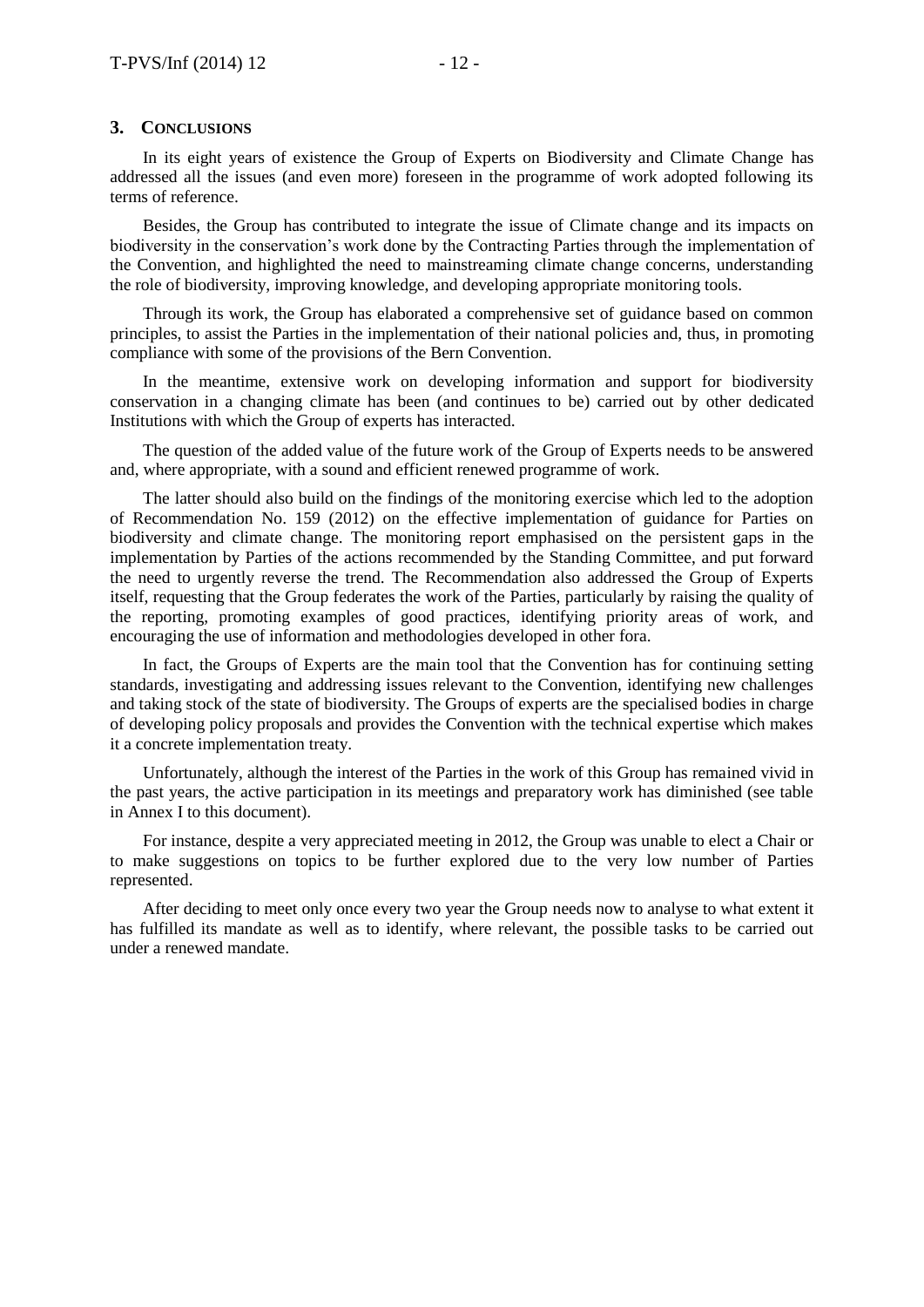## 3. CONCLUSIONS

In its eight years of existence the Group of Experts on Biodiversity and Climate Change has addressed all the issues (and even more) foreseen in the programme of work adopted following its terms of reference.

Besides, the Group has contributed to integrate the issue of Climate change and its impacts on biodiversity in the conservation's work done by the Contracting Parties through the implementation of the Convention, and highlighted the need to mainstreaming climate change concerns, understanding the role of biodiversity, improving knowledge, and developing appropriate monitoring tools.

Through its work, the Group has elaborated a comprehensive set of guidance based on common principles, to assist the Parties in the implementation of their national policies and, thus, in promoting compliance with some of the provisions of the Bern Convention.

In the meantime, extensive work on developing information and support for biodiversity conservation in a changing climate has been (and continues to be) carried out by other dedicated Institutions with which the Group of experts has interacted.

The question of the added value of the future work of the Group of Experts needs to be answered and, where appropriate, with a sound and efficient renewed programme of work.

The latter should also build on the findings of the monitoring exercise which led to the adoption of Recommendation No. 159 (2012) on the effective implementation of guidance for Parties on biodiversity and climate change. The monitoring report emphasised on the persistent gaps in the implementation by Parties of the actions recommended by the Standing Committee, and put forward the need to urgently reverse the trend. The Recommendation also addressed the Group of Experts itself, requesting that the Group federates the work of the Parties, particularly by raising the quality of the reporting, promoting examples of good practices, identifying priority areas of work, and encouraging the use of information and methodologies developed in other fora.

In fact, the Groups of Experts are the main tool that the Convention has for continuing setting standards, investigating and addressing issues relevant to the Convention, identifying new challenges and taking stock of the state of biodiversity. The Groups of experts are the specialised bodies in charge of developing policy proposals and provides the Convention with the technical expertise which makes it a concrete implementation treaty.

Unfortunately, although the interest of the Parties in the work of this Group has remained vivid in the past years, the active participation in its meetings and preparatory work has diminished (see table in Annex I to this document).

For instance, despite a very appreciated meeting in 2012, the Group was unable to elect a Chair or to make suggestions on topics to be further explored due to the very low number of Parties represented.

After deciding to meet only once every two year the Group needs now to analyse to what extent it has fulfilled its mandate as well as to identify, where relevant, the possible tasks to be carried out under a renewed mandate.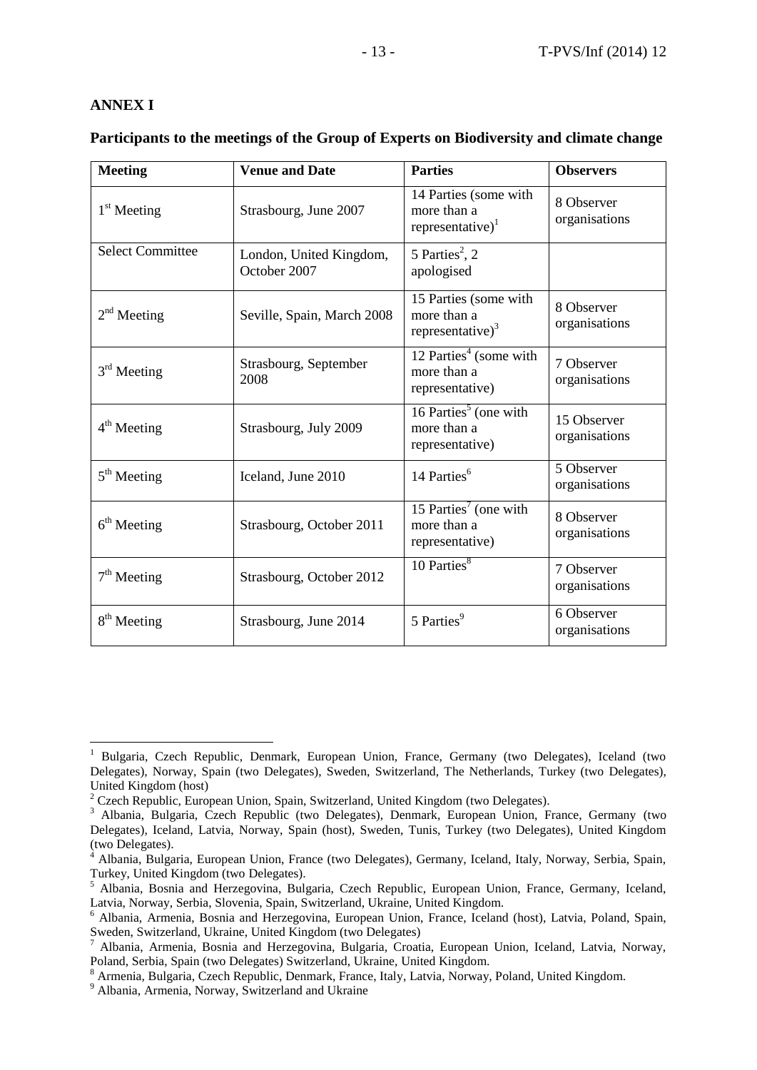**ANNEX I**

**Participants to the meetings of the Group of Experts on Biodiversity and climate change**

| Meeting | Venue and Date | Parties | Observers |
|---|---|---|---|
| 1st Meeting | Strasbourg, June 2007 | 14 Parties (some with more than a representative)[1] | 8 Observer organisations |
| Select Committee | London, United Kingdom, October 2007 | 5 Parties[2], 2 apologised | |
| 2nd Meeting | Seville, Spain, March 2008 | 15 Parties (some with more than a representative)[3] | 8 Observer organisations |
| 3rd Meeting | Strasbourg, September 2008 | 12 Parties[4] (some with more than a representative) | 7 Observer organisations |
| 4th Meeting | Strasbourg, July 2009 | 16 Parties[5] (one with more than a representative) | 15 Observer organisations |
| 5th Meeting | Iceland, June 2010 | 14 Parties[6] | 5 Observer organisations |
| 6th Meeting | Strasbourg, October 2011 | 15 Parties[7] (one with more than a representative) | 8 Observer organisations |
| 7th Meeting | Strasbourg, October 2012 | 10 Parties[8] | 7 Observer organisations |
| 8th Meeting | Strasbourg, June 2014 | 5 Parties[9] | 6 Observer organisations |

---

[1] Bulgaria, Czech Republic, Denmark, European Union, France, Germany (two Delegates), Iceland (two Delegates), Norway, Spain (two Delegates), Sweden, Switzerland, The Netherlands, Turkey (two Delegates), United Kingdom (host)

[2] Czech Republic, European Union, Spain, Switzerland, United Kingdom (two Delegates).

[3] Albania, Bulgaria, Czech Republic (two Delegates), Denmark, European Union, France, Germany (two Delegates), Iceland, Latvia, Norway, Spain (host), Sweden, Tunis, Turkey (two Delegates), United Kingdom (two Delegates).

[4] Albania, Bulgaria, European Union, France (two Delegates), Germany, Iceland, Italy, Norway, Serbia, Spain, Turkey, United Kingdom (two Delegates).

[5] Albania, Bosnia and Herzegovina, Bulgaria, Czech Republic, European Union, France, Germany, Iceland, Latvia, Norway, Serbia, Slovenia, Spain, Switzerland, Ukraine, United Kingdom.

[6] Albania, Armenia, Bosnia and Herzegovina, European Union, France, Iceland (host), Latvia, Poland, Spain, Sweden, Switzerland, Ukraine, United Kingdom (two Delegates)

[7] Albania, Armenia, Bosnia and Herzegovina, Bulgaria, Croatia, European Union, Iceland, Latvia, Norway, Poland, Serbia, Spain (two Delegates) Switzerland, Ukraine, United Kingdom.

[8] Armenia, Bulgaria, Czech Republic, Denmark, France, Italy, Latvia, Norway, Poland, United Kingdom.

[9] Albania, Armenia, Norway, Switzerland and Ukraine